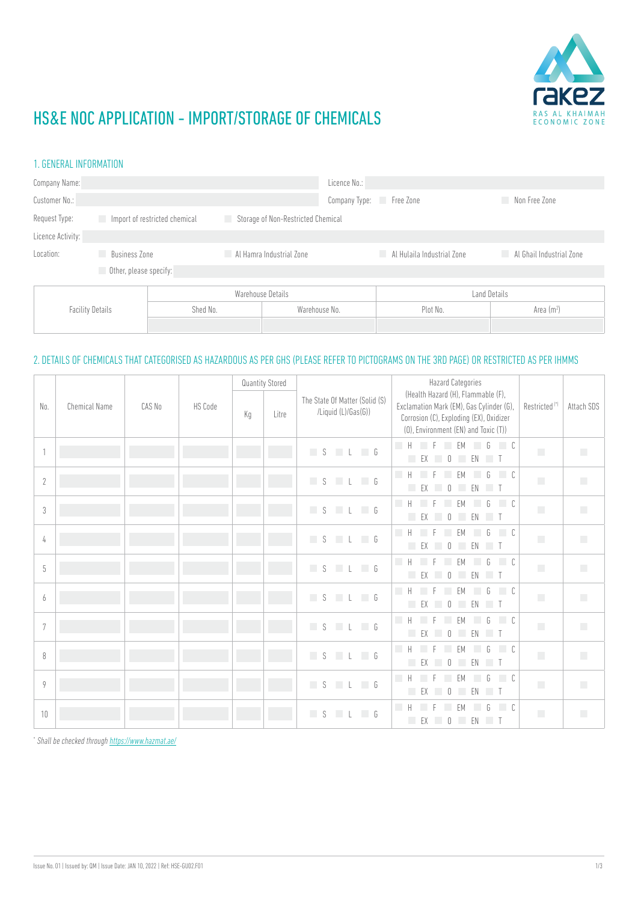# HS&E NOC APPLICATION - IMPORT/STORAGE OF CHEMICALS

## 1. GENERAL INFORMATION

Company Name: | Licence No.:

Customer No.: | Company Type: ☐ Free Zone ☐ Non Free Zone

Request Type: ☐ Import of restricted chemical ☐ Storage of Non-Restricted Chemical

Licence Activity:

Location: ☐ Business Zone ☐ Al Hamra Industrial Zone ☐ Al Hulaila Industrial Zone ☐ Al Ghail Industrial Zone

☐ Other, please specify:

| Facility Details | Warehouse Details | | Land Details | |
|---|---|---|---|---|
| | Shed No. | Warehouse No. | Plot No. | Area ($m^2$) |
| | | | | |

## 2. DETAILS OF CHEMICALS THAT CATEGORISED AS HAZARDOUS AS PER GHS (PLEASE REFER TO PICTOGRAMS ON THE 3RD PAGE) OR RESTRICTED AS PER IHMMS

| No. | Chemical Name | CAS No | HS Code | Quantity Stored | | The State Of Matter (Solid (S) /Liquid (L)/Gas(G)) | Hazard Categories (Health Hazard (H), Flammable (F), Exclamation Mark (EM), Gas Cylinder (G), Corrosion (C), Exploding (EX), Oxidizer (O), Environment (EN) and Toxic (T)) | Restricted [*] | Attach SDS |
|---|---|---|---|---|---|---|---|---|---|
| | | | | Kg | Litre | | | | |
| 1 | | | | | | ☐ S ☐ L ☐ G | ☐ H ☐ F ☐ EM ☐ G ☐ C ☐ EX ☐ O ☐ EN ☐ T | ☐ | ☐ |
| 2 | | | | | | ☐ S ☐ L ☐ G | ☐ H ☐ F ☐ EM ☐ G ☐ C ☐ EX ☐ O ☐ EN ☐ T | ☐ | ☐ |
| 3 | | | | | | ☐ S ☐ L ☐ G | ☐ H ☐ F ☐ EM ☐ G ☐ C ☐ EX ☐ O ☐ EN ☐ T | ☐ | ☐ |
| 4 | | | | | | ☐ S ☐ L ☐ G | ☐ H ☐ F ☐ EM ☐ G ☐ C ☐ EX ☐ O ☐ EN ☐ T | ☐ | ☐ |
| 5 | | | | | | ☐ S ☐ L ☐ G | ☐ H ☐ F ☐ EM ☐ G ☐ C ☐ EX ☐ O ☐ EN ☐ T | ☐ | ☐ |
| 6 | | | | | | ☐ S ☐ L ☐ G | ☐ H ☐ F ☐ EM ☐ G ☐ C ☐ EX ☐ O ☐ EN ☐ T | ☐ | ☐ |
| 7 | | | | | | ☐ S ☐ L ☐ G | ☐ H ☐ F ☐ EM ☐ G ☐ C ☐ EX ☐ O ☐ EN ☐ T | ☐ | ☐ |
| 8 | | | | | | ☐ S ☐ L ☐ G | ☐ H ☐ F ☐ EM ☐ G ☐ C ☐ EX ☐ O ☐ EN ☐ T | ☐ | ☐ |
| 9 | | | | | | ☐ S ☐ L ☐ G | ☐ H ☐ F ☐ EM ☐ G ☐ C ☐ EX ☐ O ☐ EN ☐ T | ☐ | ☐ |
| 10 | | | | | | ☐ S ☐ L ☐ G | ☐ H ☐ F ☐ EM ☐ G ☐ C ☐ EX ☐ O ☐ EN ☐ T | ☐ | ☐ |

[*] *Shall be checked through https://www.hazmat.ae/*

Issue No. 01 | Issued by: QM | Issue Date: JAN 10, 2022 | Ref: HSE-GU02.F01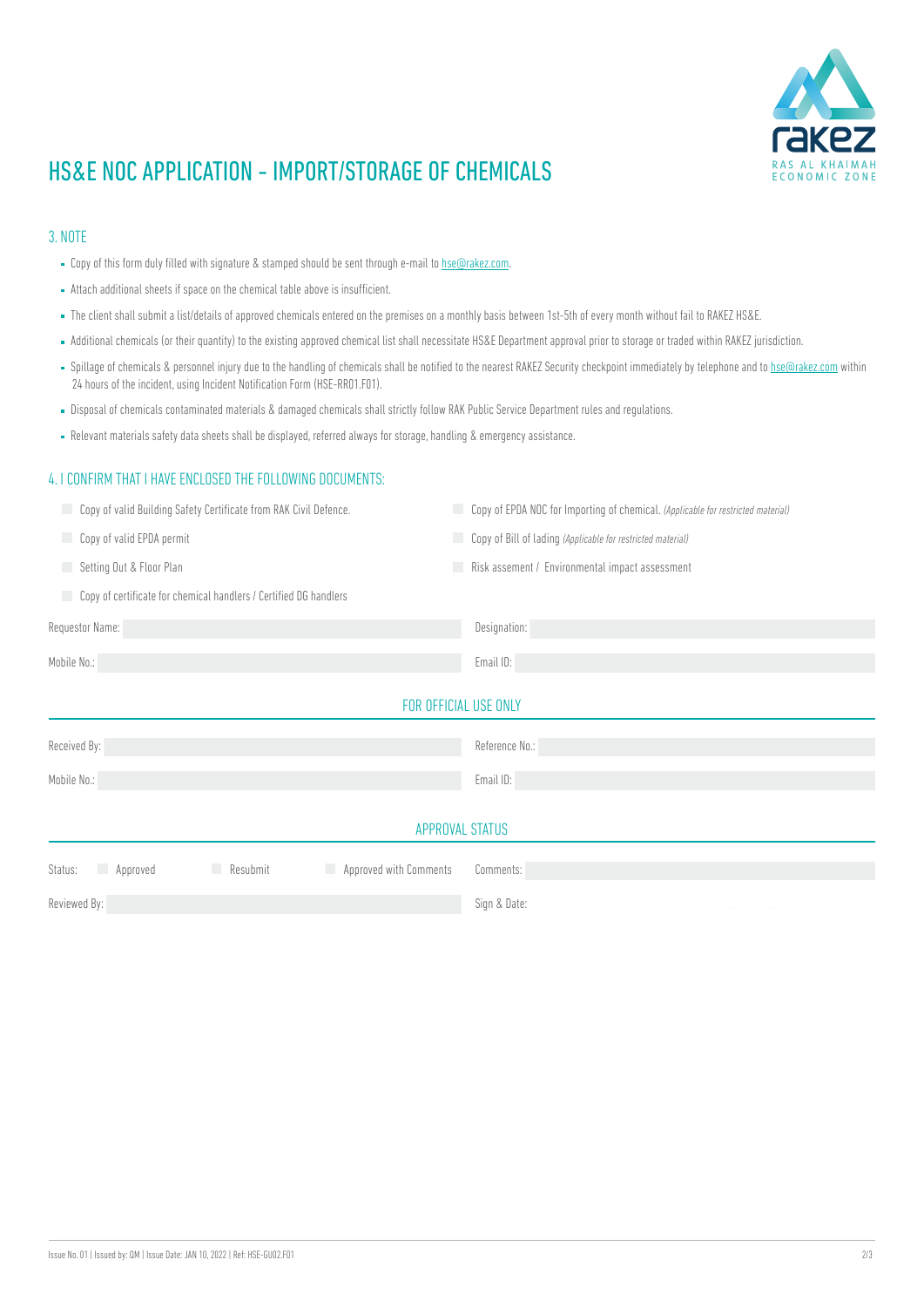# HS&E NOC APPLICATION - IMPORT/STORAGE OF CHEMICALS

## 3. NOTE

- Copy of this form duly filled with signature & stamped should be sent through e-mail to hse@rakez.com.
- Attach additional sheets if space on the chemical table above is insufficient.
- The client shall submit a list/details of approved chemicals entered on the premises on a monthly basis between 1st-5th of every month without fail to RAKEZ HS&E.
- Additional chemicals (or their quantity) to the existing approved chemical list shall necessitate HS&E Department approval prior to storage or traded within RAKEZ jurisdiction.
- Spillage of chemicals & personnel injury due to the handling of chemicals shall be notified to the nearest RAKEZ Security checkpoint immediately by telephone and to hse@rakez.com within 24 hours of the incident, using Incident Notification Form (HSE-RR01.F01).
- Disposal of chemicals contaminated materials & damaged chemicals shall strictly follow RAK Public Service Department rules and regulations.
- Relevant materials safety data sheets shall be displayed, referred always for storage, handling & emergency assistance.

## 4. I CONFIRM THAT I HAVE ENCLOSED THE FOLLOWING DOCUMENTS:

- ☐ Copy of valid Building Safety Certificate from RAK Civil Defence.
- ☐ Copy of valid EPDA permit
- ☐ Setting Out & Floor Plan
- ☐ Copy of certificate for chemical handlers / Certified DG handlers
- ☐ Copy of EPDA NOC for Importing of chemical. *(Applicable for restricted material)*
- ☐ Copy of Bill of lading *(Applicable for restricted material)*
- ☐ Risk assement / Environmental impact assessment

| | |
|---|---|
| Requestor Name: | Designation: |
| Mobile No.: | Email ID: |

### FOR OFFICIAL USE ONLY

| | |
|---|---|
| Received By: | Reference No.: |
| Mobile No.: | Email ID: |

### APPROVAL STATUS

Status: ☐ Approved ☐ Resubmit ☐ Approved with Comments

Comments:

Reviewed By:

Sign & Date: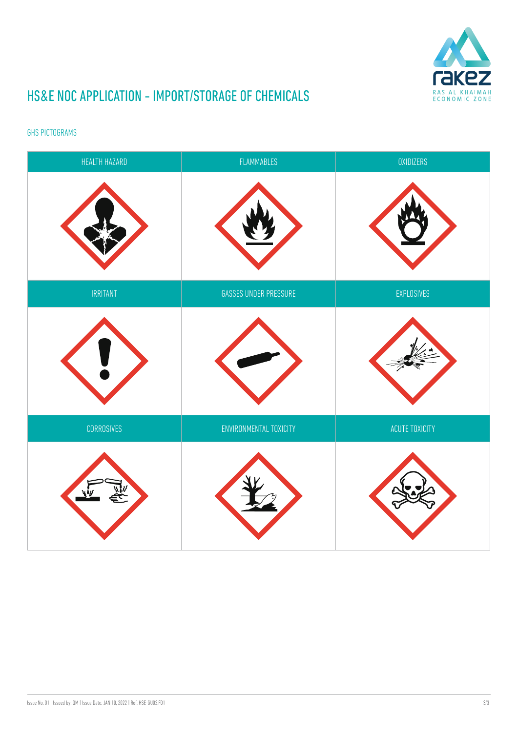# HS&E NOC APPLICATION - IMPORT/STORAGE OF CHEMICALS

RAKEZ
RAS AL KHAIMAH
ECONOMIC ZONE

GHS PICTOGRAMS

| HEALTH HAZARD | FLAMMABLES | OXIDIZERS |
|---|---|---|
| | | |
| IRRITANT | GASSES UNDER PRESSURE | EXPLOSIVES |
| | | |
| CORROSIVES | ENVIRONMENTAL TOXICITY | ACUTE TOXICITY |
| | | |

Issue No. 01 | Issued by: QM | Issue Date: JAN 10, 2022 | Ref: HSE-GU02.F01